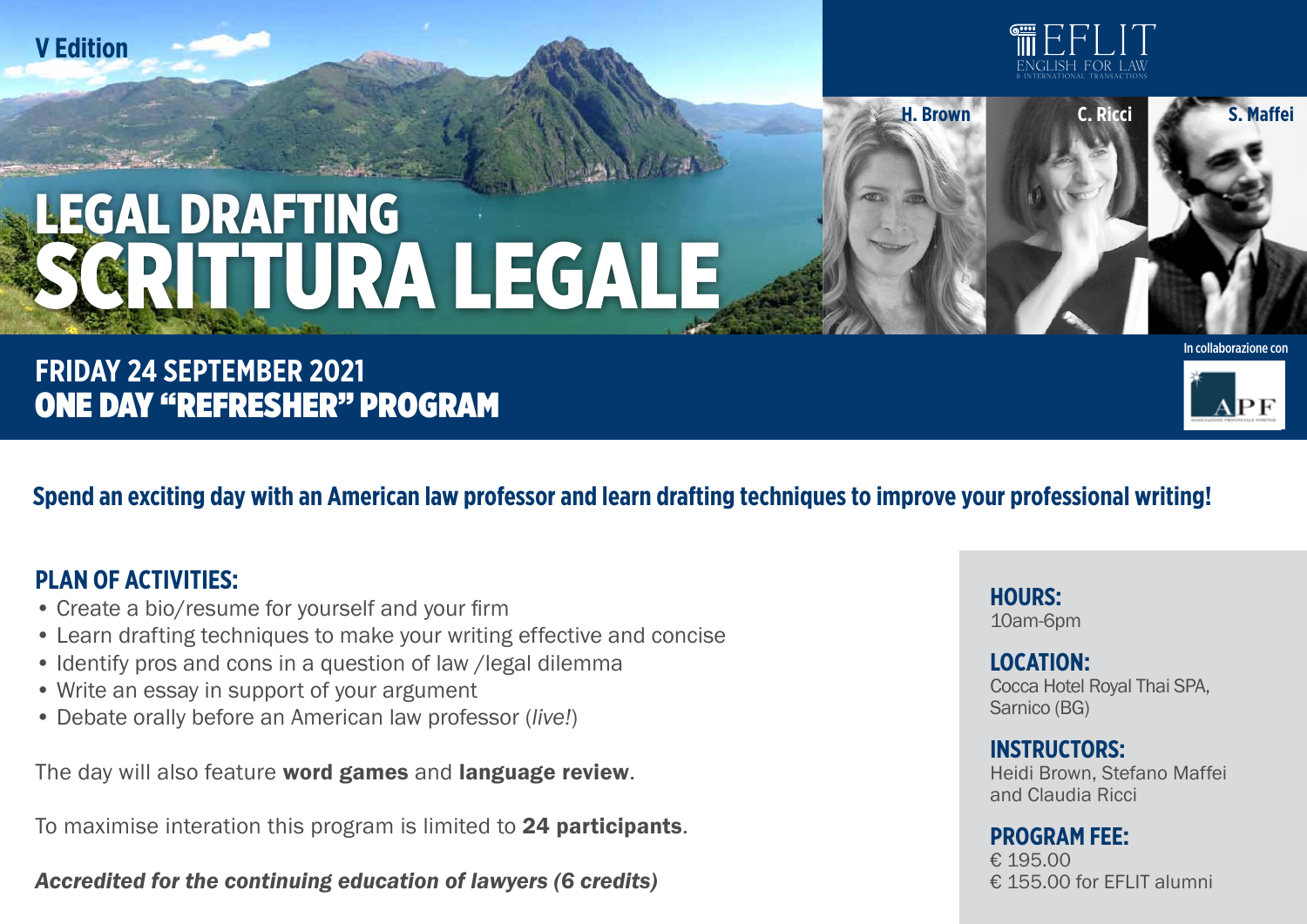V Edition

EFLIT
ENGLISH FOR LAW
& INTERNATIONAL TRANSACTIONS

# LEGAL DRAFTING
# SCRITTURA LEGALE

H. Brown | C. Ricci | S. Maffei

## FRIDAY 24 SEPTEMBER 2021
## ONE DAY "REFRESHER" PROGRAM

In collaborazione con

APF

**Spend an exciting day with an American law professor and learn drafting techniques to improve your professional writing!**

### PLAN OF ACTIVITIES:

- Create a bio/resume for yourself and your firm
- Learn drafting techniques to make your writing effective and concise
- Identify pros and cons in a question of law /legal dilemma
- Write an essay in support of your argument
- Debate orally before an American law professor (*live!*)

The day will also feature **word games** and **language review**.

To maximise interation this program is limited to **24 participants**.

***Accredited for the continuing education of lawyers (6 credits)***

**HOURS:**
10am-6pm

**LOCATION:**
Cocca Hotel Royal Thai SPA, Sarnico (BG)

**INSTRUCTORS:**
Heidi Brown, Stefano Maffei and Claudia Ricci

**PROGRAM FEE:**
€ 195.00
€ 155.00 for EFLIT alumni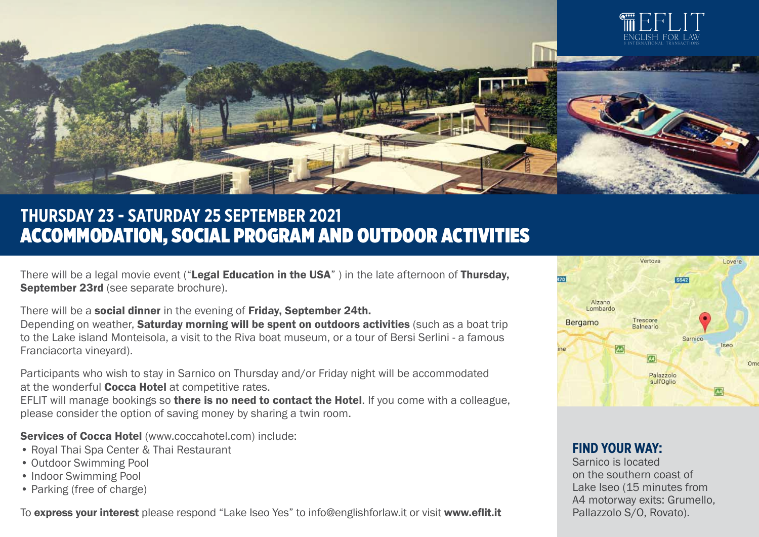EFLIT
ENGLISH FOR LAW
& INTERNATIONAL TRANSACTIONS

# THURSDAY 23 - SATURDAY 25 SEPTEMBER 2021
# ACCOMMODATION, SOCIAL PROGRAM AND OUTDOOR ACTIVITIES

There will be a legal movie event ("**Legal Education in the USA**" ) in the late afternoon of **Thursday, September 23rd** (see separate brochure).

There will be a **social dinner** in the evening of **Friday, September 24th.**
Depending on weather, **Saturday morning will be spent on outdoors activities** (such as a boat trip to the Lake island Monteisola, a visit to the Riva boat museum, or a tour of Bersi Serlini - a famous Franciacorta vineyard).

Participants who wish to stay in Sarnico on Thursday and/or Friday night will be accommodated at the wonderful **Cocca Hotel** at competitive rates.
EFLIT will manage bookings so **there is no need to contact the Hotel**. If you come with a colleague, please consider the option of saving money by sharing a twin room.

**Services of Cocca Hotel** (www.coccahotel.com) include:

- Royal Thai Spa Center & Thai Restaurant
- Outdoor Swimming Pool
- Indoor Swimming Pool
- Parking (free of charge)

To **express your interest** please respond "Lake Iseo Yes" to info@englishforlaw.it or visit **www.eflit.it**

Vertova
Lovere
SS42
Alzano Lombardo
Bergamo
Trescore Balneario
Sarnico
Iseo
A4
Palazzolo sull'Oglio

## FIND YOUR WAY:

Sarnico is located on the southern coast of Lake Iseo (15 minutes from A4 motorway exits: Grumello, Pallazzolo S/O, Rovato).